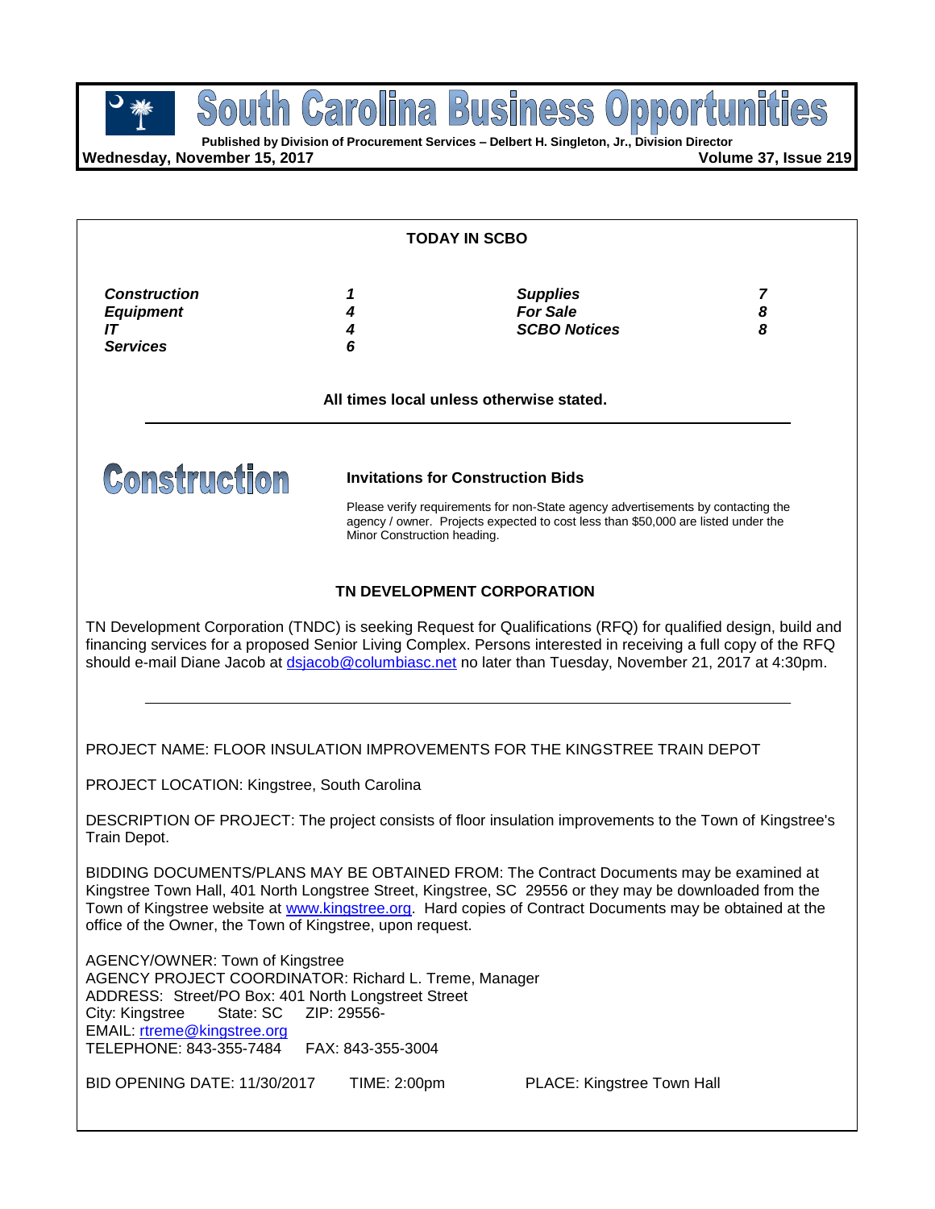# South Carolina Business Opportunities

**Published by Division of Procurement Services – Delbert H. Singleton, Jr., Division Director**

**Wednesday, November 15, 2017** **Volume 37, Issue 219**

**TODAY IN SCBO**

| | | | |
|---|---|---|---|
| ***Construction*** | ***1*** | ***Supplies*** | ***7*** |
| ***Equipment*** | ***4*** | ***For Sale*** | ***8*** |
| ***IT*** | ***4*** | ***SCBO Notices*** | ***8*** |
| ***Services*** | ***6*** | | |

**All times local unless otherwise stated.**

# Construction

**Invitations for Construction Bids**

Please verify requirements for non-State agency advertisements by contacting the agency / owner. Projects expected to cost less than $50,000 are listed under the Minor Construction heading.

**TN DEVELOPMENT CORPORATION**

TN Development Corporation (TNDC) is seeking Request for Qualifications (RFQ) for qualified design, build and financing services for a proposed Senior Living Complex. Persons interested in receiving a full copy of the RFQ should e-mail Diane Jacob at dsjacob@columbiasc.net no later than Tuesday, November 21, 2017 at 4:30pm.

---

PROJECT NAME: FLOOR INSULATION IMPROVEMENTS FOR THE KINGSTREE TRAIN DEPOT

PROJECT LOCATION: Kingstree, South Carolina

DESCRIPTION OF PROJECT: The project consists of floor insulation improvements to the Town of Kingstree's Train Depot.

BIDDING DOCUMENTS/PLANS MAY BE OBTAINED FROM: The Contract Documents may be examined at Kingstree Town Hall, 401 North Longstree Street, Kingstree, SC 29556 or they may be downloaded from the Town of Kingstree website at www.kingstree.org. Hard copies of Contract Documents may be obtained at the office of the Owner, the Town of Kingstree, upon request.

AGENCY/OWNER: Town of Kingstree
AGENCY PROJECT COORDINATOR: Richard L. Treme, Manager
ADDRESS: Street/PO Box: 401 North Longstreet Street
City: Kingstree State: SC ZIP: 29556-
EMAIL: rtreme@kingstree.org
TELEPHONE: 843-355-7484 FAX: 843-355-3004

BID OPENING DATE: 11/30/2017 TIME: 2:00pm PLACE: Kingstree Town Hall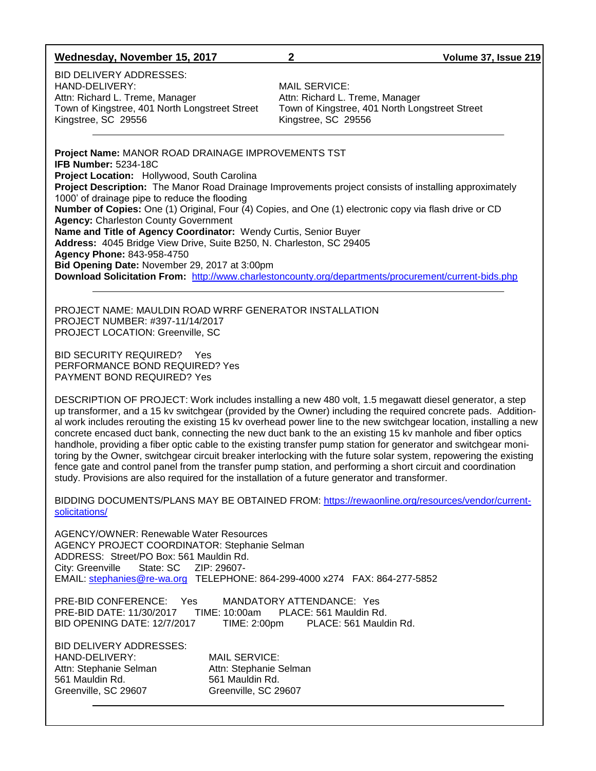BID DELIVERY ADDRESSES:

HAND-DELIVERY:
Attn: Richard L. Treme, Manager
Town of Kingstree, 401 North Longstreet Street
Kingstree, SC 29556

MAIL SERVICE:
Attn: Richard L. Treme, Manager
Town of Kingstree, 401 North Longstreet Street
Kingstree, SC 29556

---

**Project Name:** MANOR ROAD DRAINAGE IMPROVEMENTS TST
**IFB Number:** 5234-18C
**Project Location:** Hollywood, South Carolina
**Project Description:** The Manor Road Drainage Improvements project consists of installing approximately 1000' of drainage pipe to reduce the flooding
**Number of Copies:** One (1) Original, Four (4) Copies, and One (1) electronic copy via flash drive or CD
**Agency:** Charleston County Government
**Name and Title of Agency Coordinator:** Wendy Curtis, Senior Buyer
**Address:** 4045 Bridge View Drive, Suite B250, N. Charleston, SC 29405
**Agency Phone:** 843-958-4750
**Bid Opening Date:** November 29, 2017 at 3:00pm
**Download Solicitation From:** http://www.charlestoncounty.org/departments/procurement/current-bids.php

---

PROJECT NAME: MAULDIN ROAD WRRF GENERATOR INSTALLATION
PROJECT NUMBER: #397-11/14/2017
PROJECT LOCATION: Greenville, SC

BID SECURITY REQUIRED? Yes
PERFORMANCE BOND REQUIRED? Yes
PAYMENT BOND REQUIRED? Yes

DESCRIPTION OF PROJECT: Work includes installing a new 480 volt, 1.5 megawatt diesel generator, a step up transformer, and a 15 kv switchgear (provided by the Owner) including the required concrete pads. Additional work includes rerouting the existing 15 kv overhead power line to the new switchgear location, installing a new concrete encased duct bank, connecting the new duct bank to the an existing 15 kv manhole and fiber optics handhole, providing a fiber optic cable to the existing transfer pump station for generator and switchgear monitoring by the Owner, switchgear circuit breaker interlocking with the future solar system, repowering the existing fence gate and control panel from the transfer pump station, and performing a short circuit and coordination study. Provisions are also required for the installation of a future generator and transformer.

BIDDING DOCUMENTS/PLANS MAY BE OBTAINED FROM: https://rewaonline.org/resources/vendor/current-solicitations/

AGENCY/OWNER: Renewable Water Resources
AGENCY PROJECT COORDINATOR: Stephanie Selman
ADDRESS: Street/PO Box: 561 Mauldin Rd.
City: Greenville State: SC ZIP: 29607-
EMAIL: stephanies@re-wa.org TELEPHONE: 864-299-4000 x274 FAX: 864-277-5852

PRE-BID CONFERENCE: Yes MANDATORY ATTENDANCE: Yes
PRE-BID DATE: 11/30/2017 TIME: 10:00am PLACE: 561 Mauldin Rd.
BID OPENING DATE: 12/7/2017 TIME: 2:00pm PLACE: 561 Mauldin Rd.

BID DELIVERY ADDRESSES:

HAND-DELIVERY:
Attn: Stephanie Selman
561 Mauldin Rd.
Greenville, SC 29607

MAIL SERVICE:
Attn: Stephanie Selman
561 Mauldin Rd.
Greenville, SC 29607

---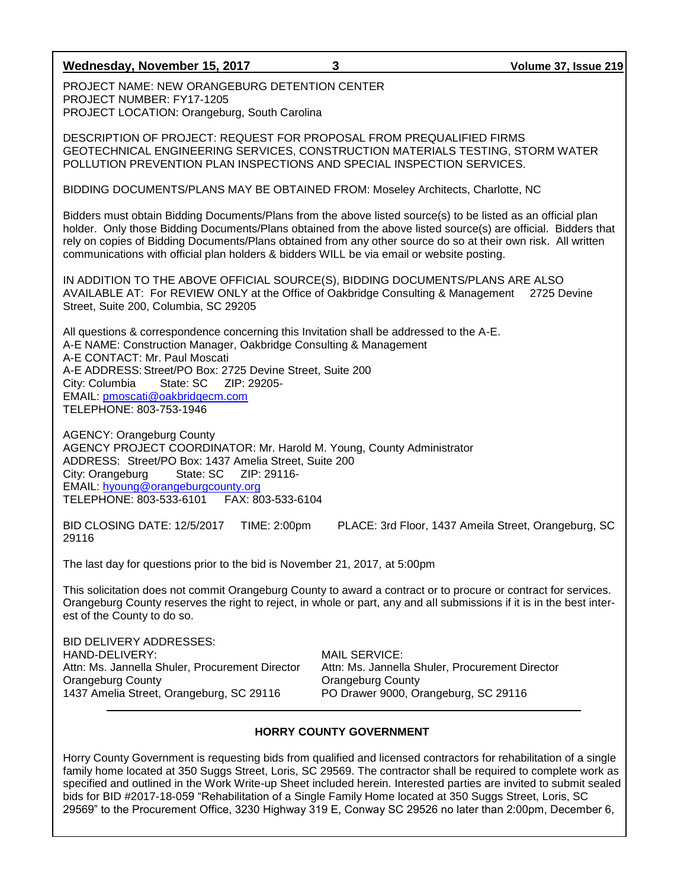PROJECT NAME: NEW ORANGEBURG DETENTION CENTER
PROJECT NUMBER: FY17-1205
PROJECT LOCATION: Orangeburg, South Carolina

DESCRIPTION OF PROJECT: REQUEST FOR PROPOSAL FROM PREQUALIFIED FIRMS GEOTECHNICAL ENGINEERING SERVICES, CONSTRUCTION MATERIALS TESTING, STORM WATER POLLUTION PREVENTION PLAN INSPECTIONS AND SPECIAL INSPECTION SERVICES.

BIDDING DOCUMENTS/PLANS MAY BE OBTAINED FROM: Moseley Architects, Charlotte, NC

Bidders must obtain Bidding Documents/Plans from the above listed source(s) to be listed as an official plan holder. Only those Bidding Documents/Plans obtained from the above listed source(s) are official. Bidders that rely on copies of Bidding Documents/Plans obtained from any other source do so at their own risk. All written communications with official plan holders & bidders WILL be via email or website posting.

IN ADDITION TO THE ABOVE OFFICIAL SOURCE(S), BIDDING DOCUMENTS/PLANS ARE ALSO AVAILABLE AT: For REVIEW ONLY at the Office of Oakbridge Consulting & Management 2725 Devine Street, Suite 200, Columbia, SC 29205

All questions & correspondence concerning this Invitation shall be addressed to the A-E.
A-E NAME: Construction Manager, Oakbridge Consulting & Management
A-E CONTACT: Mr. Paul Moscati
A-E ADDRESS: Street/PO Box: 2725 Devine Street, Suite 200
City: Columbia State: SC ZIP: 29205-
EMAIL: pmoscati@oakbridgecm.com
TELEPHONE: 803-753-1946

AGENCY: Orangeburg County
AGENCY PROJECT COORDINATOR: Mr. Harold M. Young, County Administrator
ADDRESS: Street/PO Box: 1437 Amelia Street, Suite 200
City: Orangeburg State: SC ZIP: 29116-
EMAIL: hyoung@orangeburgcounty.org
TELEPHONE: 803-533-6101 FAX: 803-533-6104

BID CLOSING DATE: 12/5/2017 TIME: 2:00pm PLACE: 3rd Floor, 1437 Ameila Street, Orangeburg, SC 29116

The last day for questions prior to the bid is November 21, 2017, at 5:00pm

This solicitation does not commit Orangeburg County to award a contract or to procure or contract for services. Orangeburg County reserves the right to reject, in whole or part, any and all submissions if it is in the best interest of the County to do so.

BID DELIVERY ADDRESSES:

HAND-DELIVERY:
Attn: Ms. Jannella Shuler, Procurement Director
Orangeburg County
1437 Amelia Street, Orangeburg, SC 29116

MAIL SERVICE:
Attn: Ms. Jannella Shuler, Procurement Director
Orangeburg County
PO Drawer 9000, Orangeburg, SC 29116

---

## HORRY COUNTY GOVERNMENT

Horry County Government is requesting bids from qualified and licensed contractors for rehabilitation of a single family home located at 350 Suggs Street, Loris, SC 29569. The contractor shall be required to complete work as specified and outlined in the Work Write-up Sheet included herein. Interested parties are invited to submit sealed bids for BID #2017-18-059 "Rehabilitation of a Single Family Home located at 350 Suggs Street, Loris, SC 29569" to the Procurement Office, 3230 Highway 319 E, Conway SC 29526 no later than 2:00pm, December 6,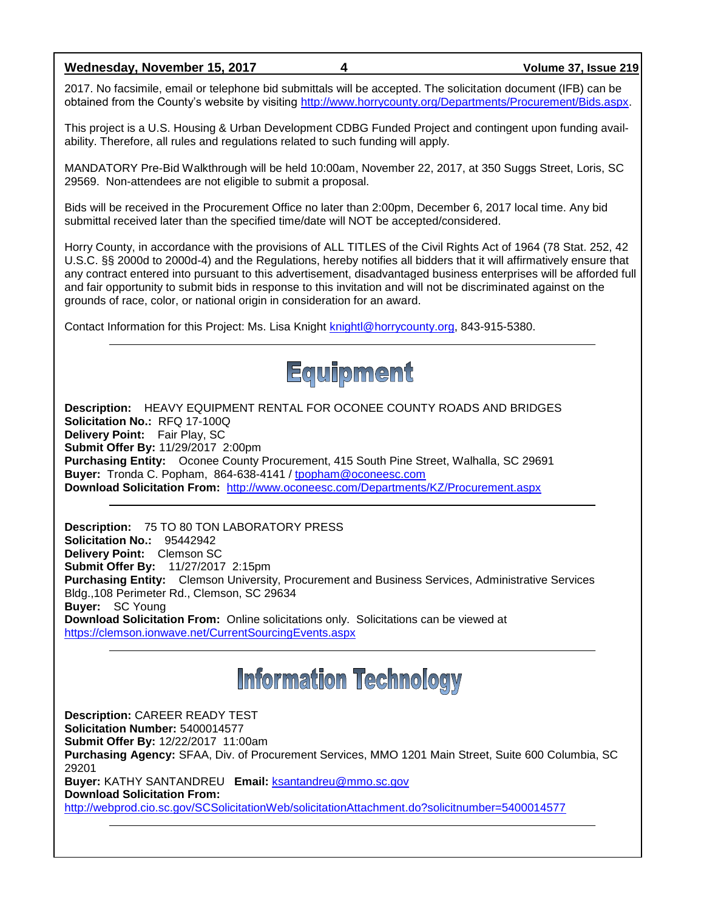2017. No facsimile, email or telephone bid submittals will be accepted. The solicitation document (IFB) can be obtained from the County's website by visiting http://www.horrycounty.org/Departments/Procurement/Bids.aspx.

This project is a U.S. Housing & Urban Development CDBG Funded Project and contingent upon funding availability. Therefore, all rules and regulations related to such funding will apply.

MANDATORY Pre-Bid Walkthrough will be held 10:00am, November 22, 2017, at 350 Suggs Street, Loris, SC 29569. Non-attendees are not eligible to submit a proposal.

Bids will be received in the Procurement Office no later than 2:00pm, December 6, 2017 local time. Any bid submittal received later than the specified time/date will NOT be accepted/considered.

Horry County, in accordance with the provisions of ALL TITLES of the Civil Rights Act of 1964 (78 Stat. 252, 42 U.S.C. §§ 2000d to 2000d-4) and the Regulations, hereby notifies all bidders that it will affirmatively ensure that any contract entered into pursuant to this advertisement, disadvantaged business enterprises will be afforded full and fair opportunity to submit bids in response to this invitation and will not be discriminated against on the grounds of race, color, or national origin in consideration for an award.

Contact Information for this Project: Ms. Lisa Knight knightl@horrycounty.org, 843-915-5380.

---

# Equipment

**Description:** HEAVY EQUIPMENT RENTAL FOR OCONEE COUNTY ROADS AND BRIDGES
**Solicitation No.:** RFQ 17-100Q
**Delivery Point:** Fair Play, SC
**Submit Offer By:** 11/29/2017 2:00pm
**Purchasing Entity:** Oconee County Procurement, 415 South Pine Street, Walhalla, SC 29691
**Buyer:** Tronda C. Popham, 864-638-4141 / tpopham@oconeesc.com
**Download Solicitation From:** http://www.oconeesc.com/Departments/KZ/Procurement.aspx

---

**Description:** 75 TO 80 TON LABORATORY PRESS
**Solicitation No.:** 95442942
**Delivery Point:** Clemson SC
**Submit Offer By:** 11/27/2017 2:15pm
**Purchasing Entity:** Clemson University, Procurement and Business Services, Administrative Services Bldg.,108 Perimeter Rd., Clemson, SC 29634
**Buyer:** SC Young
**Download Solicitation From:** Online solicitations only. Solicitations can be viewed at https://clemson.ionwave.net/CurrentSourcingEvents.aspx

---

# Information Technology

**Description:** CAREER READY TEST
**Solicitation Number:** 5400014577
**Submit Offer By:** 12/22/2017 11:00am
**Purchasing Agency:** SFAA, Div. of Procurement Services, MMO 1201 Main Street, Suite 600 Columbia, SC 29201
**Buyer:** KATHY SANTANDREU **Email:** ksantandreu@mmo.sc.gov
**Download Solicitation From:**
http://webprod.cio.sc.gov/SCSolicitationWeb/solicitationAttachment.do?solicitnumber=5400014577

---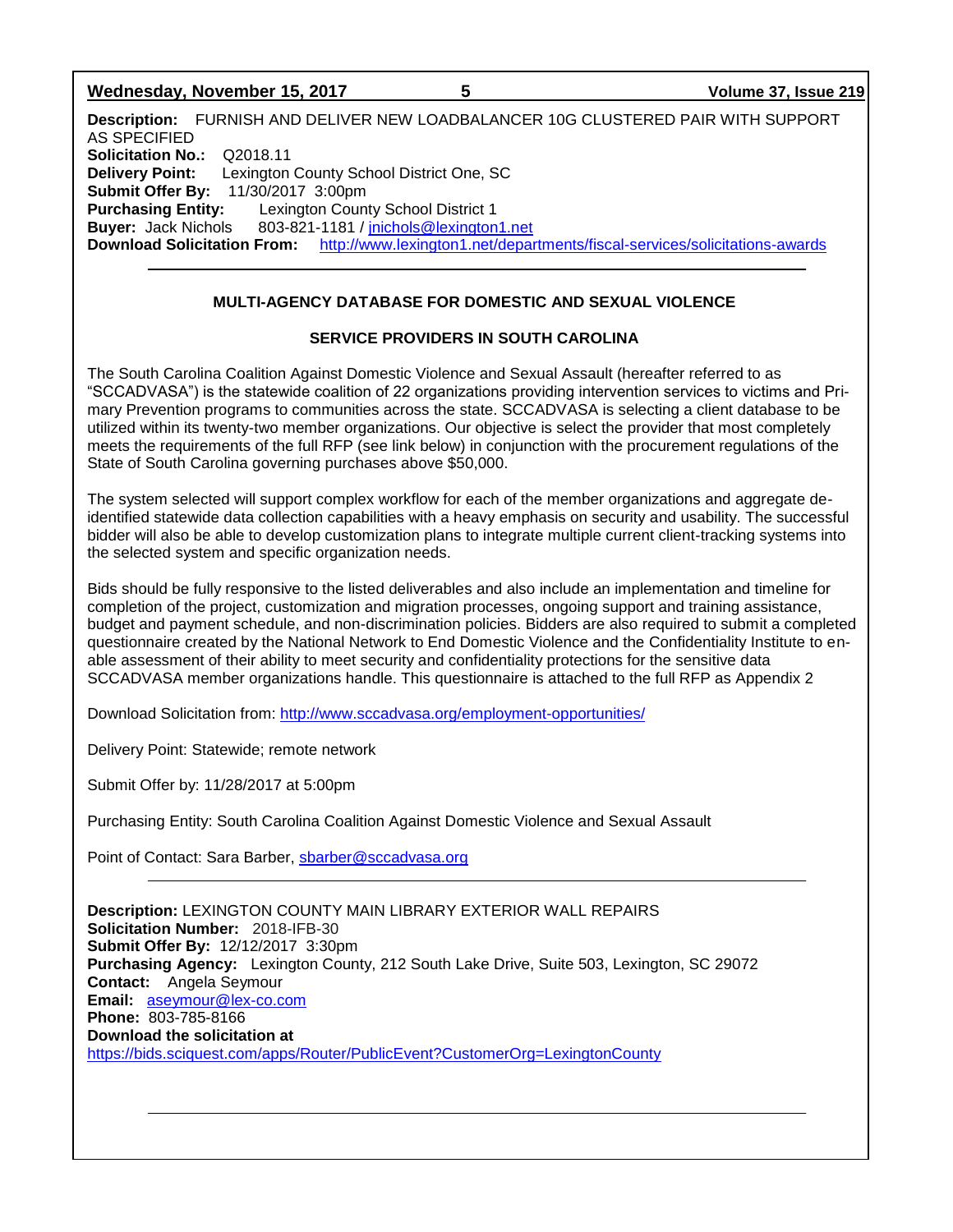**Description:** FURNISH AND DELIVER NEW LOADBALANCER 10G CLUSTERED PAIR WITH SUPPORT AS SPECIFIED
**Solicitation No.:** Q2018.11
**Delivery Point:** Lexington County School District One, SC
**Submit Offer By:** 11/30/2017 3:00pm
**Purchasing Entity:** Lexington County School District 1
**Buyer:** Jack Nichols 803-821-1181 / jnichols@lexington1.net
**Download Solicitation From:** http://www.lexington1.net/departments/fiscal-services/solicitations-awards

---

**MULTI-AGENCY DATABASE FOR DOMESTIC AND SEXUAL VIOLENCE**

**SERVICE PROVIDERS IN SOUTH CAROLINA**

The South Carolina Coalition Against Domestic Violence and Sexual Assault (hereafter referred to as "SCCADVASA") is the statewide coalition of 22 organizations providing intervention services to victims and Primary Prevention programs to communities across the state. SCCADVASA is selecting a client database to be utilized within its twenty-two member organizations. Our objective is select the provider that most completely meets the requirements of the full RFP (see link below) in conjunction with the procurement regulations of the State of South Carolina governing purchases above $50,000.

The system selected will support complex workflow for each of the member organizations and aggregate de-identified statewide data collection capabilities with a heavy emphasis on security and usability. The successful bidder will also be able to develop customization plans to integrate multiple current client-tracking systems into the selected system and specific organization needs.

Bids should be fully responsive to the listed deliverables and also include an implementation and timeline for completion of the project, customization and migration processes, ongoing support and training assistance, budget and payment schedule, and non-discrimination policies. Bidders are also required to submit a completed questionnaire created by the National Network to End Domestic Violence and the Confidentiality Institute to enable assessment of their ability to meet security and confidentiality protections for the sensitive data SCCADVASA member organizations handle. This questionnaire is attached to the full RFP as Appendix 2

Download Solicitation from: http://www.sccadvasa.org/employment-opportunities/

Delivery Point: Statewide; remote network

Submit Offer by: 11/28/2017 at 5:00pm

Purchasing Entity: South Carolina Coalition Against Domestic Violence and Sexual Assault

Point of Contact: Sara Barber, sbarber@sccadvasa.org

---

**Description:** LEXINGTON COUNTY MAIN LIBRARY EXTERIOR WALL REPAIRS
**Solicitation Number:** 2018-IFB-30
**Submit Offer By:** 12/12/2017 3:30pm
**Purchasing Agency:** Lexington County, 212 South Lake Drive, Suite 503, Lexington, SC 29072
**Contact:** Angela Seymour
**Email:** aseymour@lex-co.com
**Phone:** 803-785-8166
**Download the solicitation at**
https://bids.sciquest.com/apps/Router/PublicEvent?CustomerOrg=LexingtonCounty

---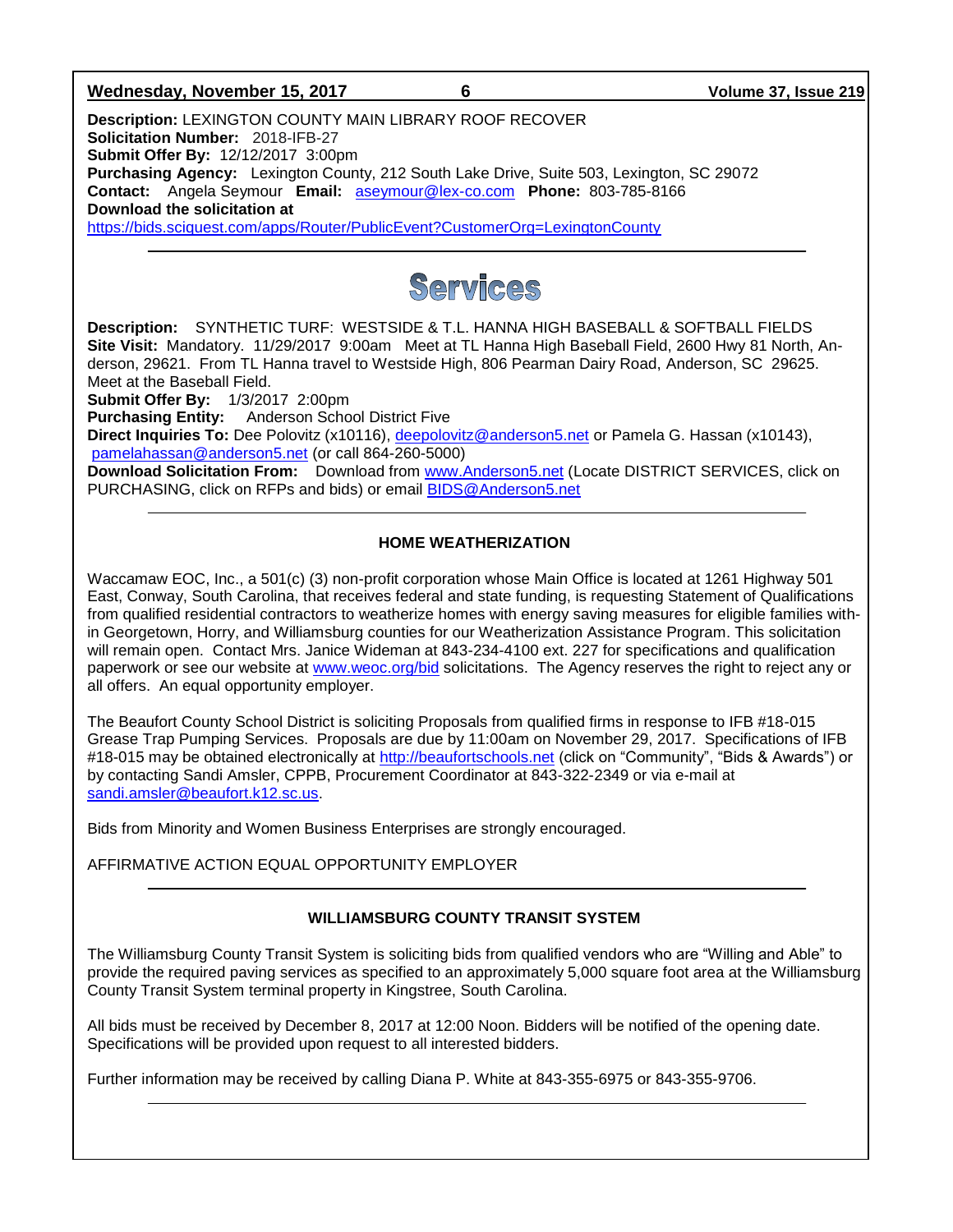**Description:** LEXINGTON COUNTY MAIN LIBRARY ROOF RECOVER
**Solicitation Number:** 2018-IFB-27
**Submit Offer By:** 12/12/2017 3:00pm
**Purchasing Agency:** Lexington County, 212 South Lake Drive, Suite 503, Lexington, SC 29072
**Contact:** Angela Seymour **Email:** aseymour@lex-co.com **Phone:** 803-785-8166
**Download the solicitation at**
https://bids.sciquest.com/apps/Router/PublicEvent?CustomerOrg=LexingtonCounty

---

# Services

**Description:** SYNTHETIC TURF: WESTSIDE & T.L. HANNA HIGH BASEBALL & SOFTBALL FIELDS
**Site Visit:** Mandatory. 11/29/2017 9:00am Meet at TL Hanna High Baseball Field, 2600 Hwy 81 North, Anderson, 29621. From TL Hanna travel to Westside High, 806 Pearman Dairy Road, Anderson, SC 29625. Meet at the Baseball Field.
**Submit Offer By:** 1/3/2017 2:00pm
**Purchasing Entity:** Anderson School District Five
**Direct Inquiries To:** Dee Polovitz (x10116), deepolovitz@anderson5.net or Pamela G. Hassan (x10143), pamelahassan@anderson5.net (or call 864-260-5000)
**Download Solicitation From:** Download from www.Anderson5.net (Locate DISTRICT SERVICES, click on PURCHASING, click on RFPs and bids) or email BIDS@Anderson5.net

---

### HOME WEATHERIZATION

Waccamaw EOC, Inc., a 501(c) (3) non-profit corporation whose Main Office is located at 1261 Highway 501 East, Conway, South Carolina, that receives federal and state funding, is requesting Statement of Qualifications from qualified residential contractors to weatherize homes with energy saving measures for eligible families within Georgetown, Horry, and Williamsburg counties for our Weatherization Assistance Program. This solicitation will remain open. Contact Mrs. Janice Wideman at 843-234-4100 ext. 227 for specifications and qualification paperwork or see our website at www.weoc.org/bid solicitations. The Agency reserves the right to reject any or all offers. An equal opportunity employer.

The Beaufort County School District is soliciting Proposals from qualified firms in response to IFB #18-015 Grease Trap Pumping Services. Proposals are due by 11:00am on November 29, 2017. Specifications of IFB #18-015 may be obtained electronically at http://beaufortschools.net (click on "Community", "Bids & Awards") or by contacting Sandi Amsler, CPPB, Procurement Coordinator at 843-322-2349 or via e-mail at sandi.amsler@beaufort.k12.sc.us.

Bids from Minority and Women Business Enterprises are strongly encouraged.

AFFIRMATIVE ACTION EQUAL OPPORTUNITY EMPLOYER

---

### WILLIAMSBURG COUNTY TRANSIT SYSTEM

The Williamsburg County Transit System is soliciting bids from qualified vendors who are "Willing and Able" to provide the required paving services as specified to an approximately 5,000 square foot area at the Williamsburg County Transit System terminal property in Kingstree, South Carolina.

All bids must be received by December 8, 2017 at 12:00 Noon. Bidders will be notified of the opening date. Specifications will be provided upon request to all interested bidders.

Further information may be received by calling Diana P. White at 843-355-6975 or 843-355-9706.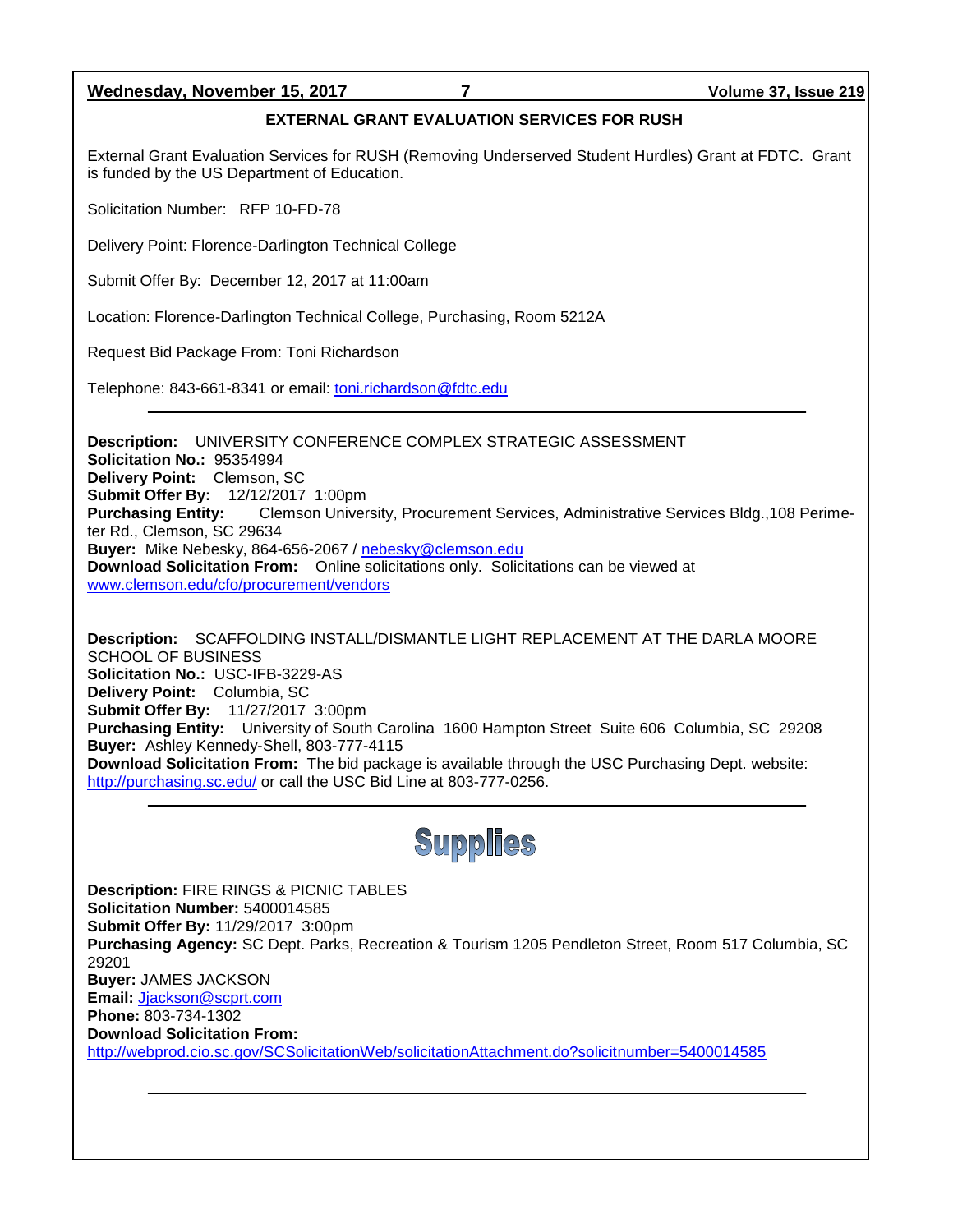## EXTERNAL GRANT EVALUATION SERVICES FOR RUSH

External Grant Evaluation Services for RUSH (Removing Underserved Student Hurdles) Grant at FDTC. Grant is funded by the US Department of Education.

Solicitation Number: RFP 10-FD-78

Delivery Point: Florence-Darlington Technical College

Submit Offer By: December 12, 2017 at 11:00am

Location: Florence-Darlington Technical College, Purchasing, Room 5212A

Request Bid Package From: Toni Richardson

Telephone: 843-661-8341 or email: toni.richardson@fdtc.edu

---

**Description:** UNIVERSITY CONFERENCE COMPLEX STRATEGIC ASSESSMENT
**Solicitation No.:** 95354994
**Delivery Point:** Clemson, SC
**Submit Offer By:** 12/12/2017 1:00pm
**Purchasing Entity:** Clemson University, Procurement Services, Administrative Services Bldg.,108 Perimeter Rd., Clemson, SC 29634
**Buyer:** Mike Nebesky, 864-656-2067 / nebesky@clemson.edu
**Download Solicitation From:** Online solicitations only. Solicitations can be viewed at www.clemson.edu/cfo/procurement/vendors

---

**Description:** SCAFFOLDING INSTALL/DISMANTLE LIGHT REPLACEMENT AT THE DARLA MOORE SCHOOL OF BUSINESS
**Solicitation No.:** USC-IFB-3229-AS
**Delivery Point:** Columbia, SC
**Submit Offer By:** 11/27/2017 3:00pm
**Purchasing Entity:** University of South Carolina 1600 Hampton Street Suite 606 Columbia, SC 29208
**Buyer:** Ashley Kennedy-Shell, 803-777-4115
**Download Solicitation From:** The bid package is available through the USC Purchasing Dept. website: http://purchasing.sc.edu/ or call the USC Bid Line at 803-777-0256.

---

# Supplies

**Description:** FIRE RINGS & PICNIC TABLES
**Solicitation Number:** 5400014585
**Submit Offer By:** 11/29/2017 3:00pm
**Purchasing Agency:** SC Dept. Parks, Recreation & Tourism 1205 Pendleton Street, Room 517 Columbia, SC 29201
**Buyer:** JAMES JACKSON
**Email:** Jjackson@scprt.com
**Phone:** 803-734-1302
**Download Solicitation From:**
http://webprod.cio.sc.gov/SCSolicitationWeb/solicitationAttachment.do?solicitnumber=5400014585

---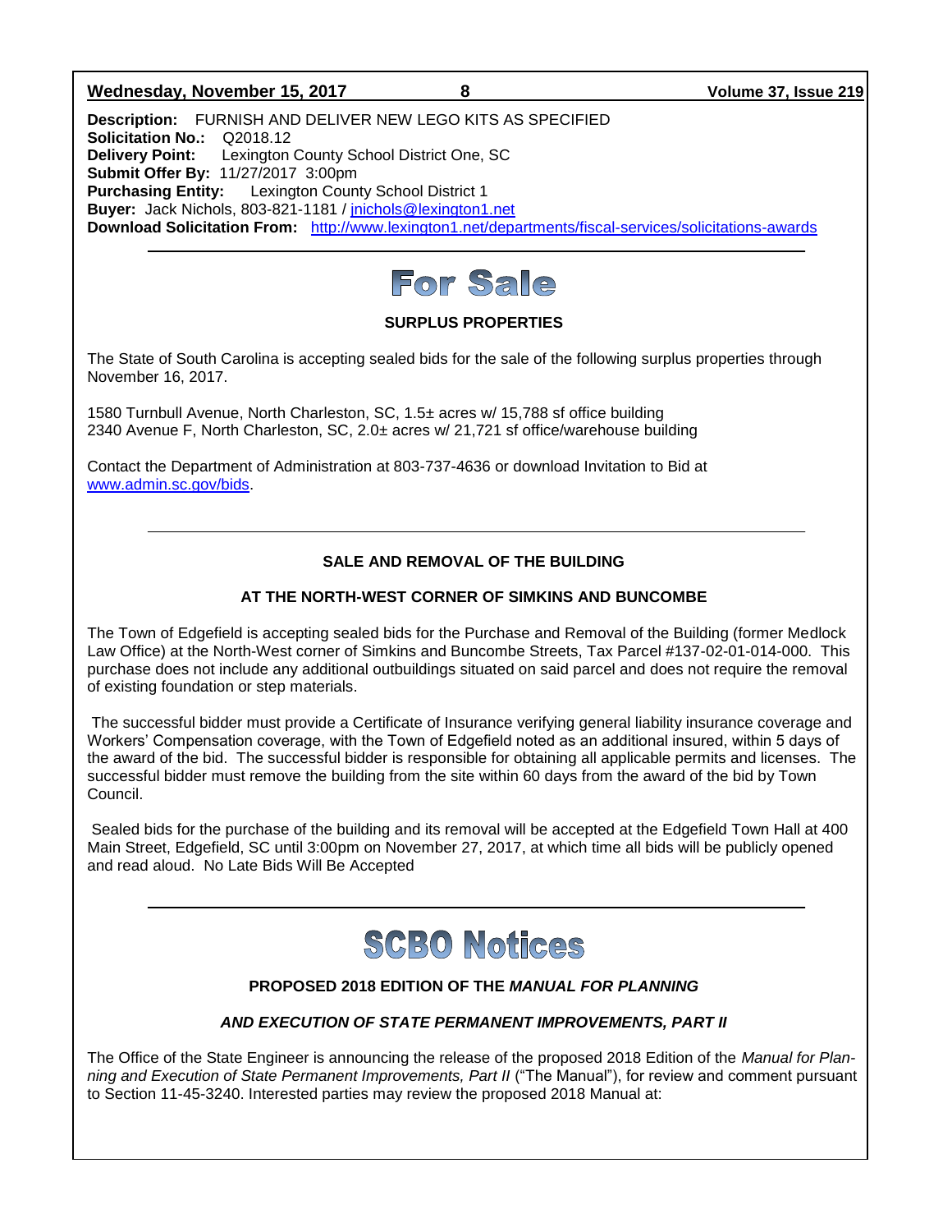**Description:** FURNISH AND DELIVER NEW LEGO KITS AS SPECIFIED
**Solicitation No.:** Q2018.12
**Delivery Point:** Lexington County School District One, SC
**Submit Offer By:** 11/27/2017 3:00pm
**Purchasing Entity:** Lexington County School District 1
**Buyer:** Jack Nichols, 803-821-1181 / jnichols@lexington1.net
**Download Solicitation From:** http://www.lexington1.net/departments/fiscal-services/solicitations-awards

---

# For Sale

### SURPLUS PROPERTIES

The State of South Carolina is accepting sealed bids for the sale of the following surplus properties through November 16, 2017.

1580 Turnbull Avenue, North Charleston, SC, 1.5± acres w/ 15,788 sf office building
2340 Avenue F, North Charleston, SC, 2.0± acres w/ 21,721 sf office/warehouse building

Contact the Department of Administration at 803-737-4636 or download Invitation to Bid at www.admin.sc.gov/bids.

---

### SALE AND REMOVAL OF THE BUILDING

### AT THE NORTH-WEST CORNER OF SIMKINS AND BUNCOMBE

The Town of Edgefield is accepting sealed bids for the Purchase and Removal of the Building (former Medlock Law Office) at the North-West corner of Simkins and Buncombe Streets, Tax Parcel #137-02-01-014-000. This purchase does not include any additional outbuildings situated on said parcel and does not require the removal of existing foundation or step materials.

The successful bidder must provide a Certificate of Insurance verifying general liability insurance coverage and Workers' Compensation coverage, with the Town of Edgefield noted as an additional insured, within 5 days of the award of the bid. The successful bidder is responsible for obtaining all applicable permits and licenses. The successful bidder must remove the building from the site within 60 days from the award of the bid by Town Council.

Sealed bids for the purchase of the building and its removal will be accepted at the Edgefield Town Hall at 400 Main Street, Edgefield, SC until 3:00pm on November 27, 2017, at which time all bids will be publicly opened and read aloud. No Late Bids Will Be Accepted

---

# SCBO Notices

### PROPOSED 2018 EDITION OF THE *MANUAL FOR PLANNING*

### *AND EXECUTION OF STATE PERMANENT IMPROVEMENTS, PART II*

The Office of the State Engineer is announcing the release of the proposed 2018 Edition of the *Manual for Planning and Execution of State Permanent Improvements, Part II* ("The Manual"), for review and comment pursuant to Section 11-45-3240. Interested parties may review the proposed 2018 Manual at: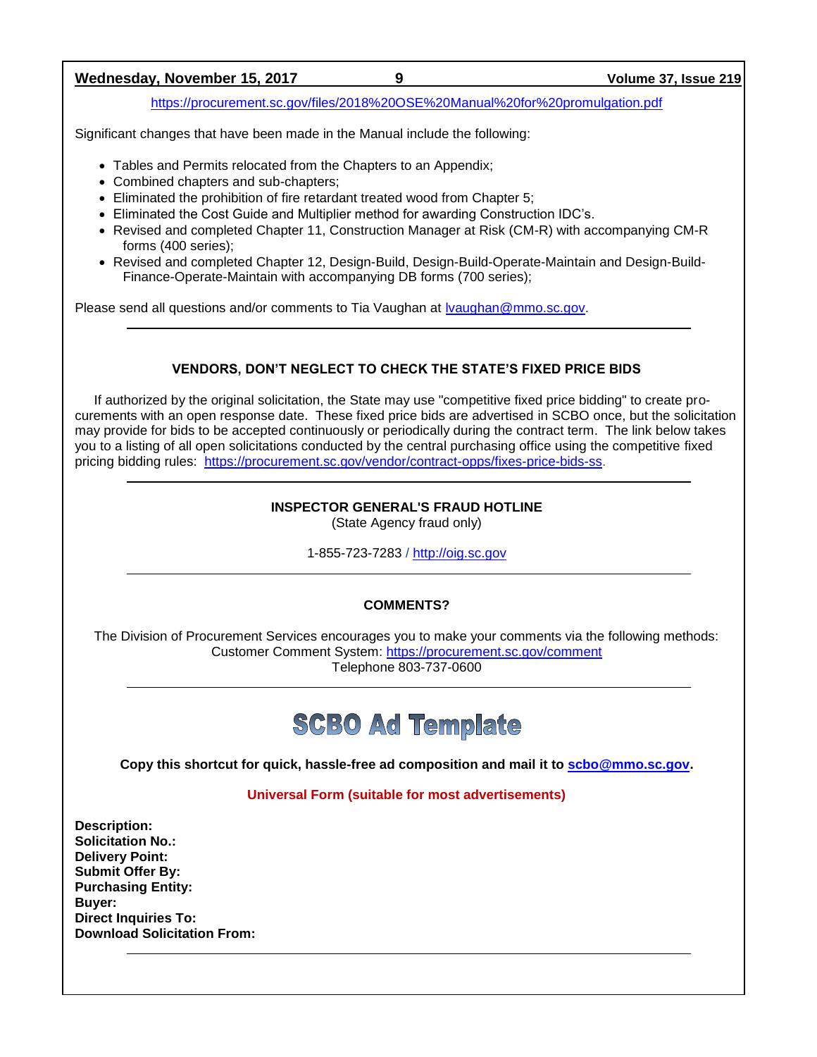https://procurement.sc.gov/files/2018%20OSE%20Manual%20for%20promulgation.pdf

Significant changes that have been made in the Manual include the following:

- Tables and Permits relocated from the Chapters to an Appendix;
- Combined chapters and sub-chapters;
- Eliminated the prohibition of fire retardant treated wood from Chapter 5;
- Eliminated the Cost Guide and Multiplier method for awarding Construction IDC's.
- Revised and completed Chapter 11, Construction Manager at Risk (CM-R) with accompanying CM-R forms (400 series);
- Revised and completed Chapter 12, Design-Build, Design-Build-Operate-Maintain and Design-Build-Finance-Operate-Maintain with accompanying DB forms (700 series);

Please send all questions and/or comments to Tia Vaughan at lvaughan@mmo.sc.gov.

---

## VENDORS, DON'T NEGLECT TO CHECK THE STATE'S FIXED PRICE BIDS

If authorized by the original solicitation, the State may use "competitive fixed price bidding" to create procurements with an open response date. These fixed price bids are advertised in SCBO once, but the solicitation may provide for bids to be accepted continuously or periodically during the contract term. The link below takes you to a listing of all open solicitations conducted by the central purchasing office using the competitive fixed pricing bidding rules: https://procurement.sc.gov/vendor/contract-opps/fixes-price-bids-ss.

---

## INSPECTOR GENERAL'S FRAUD HOTLINE

(State Agency fraud only)

1-855-723-7283 / http://oig.sc.gov

---

## COMMENTS?

The Division of Procurement Services encourages you to make your comments via the following methods:
Customer Comment System: https://procurement.sc.gov/comment
Telephone 803-737-0600

---

# SCBO Ad Template

**Copy this shortcut for quick, hassle-free ad composition and mail it to scbo@mmo.sc.gov.**

**Universal Form (suitable for most advertisements)**

**Description:**
**Solicitation No.:**
**Delivery Point:**
**Submit Offer By:**
**Purchasing Entity:**
**Buyer:**
**Direct Inquiries To:**
**Download Solicitation From:**

---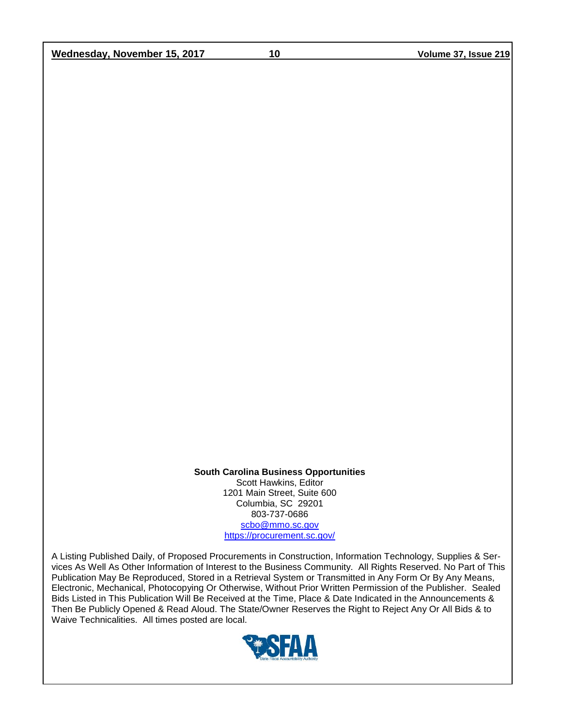**South Carolina Business Opportunities**
Scott Hawkins, Editor
1201 Main Street, Suite 600
Columbia, SC 29201
803-737-0686
scbo@mmo.sc.gov
https://procurement.sc.gov/

A Listing Published Daily, of Proposed Procurements in Construction, Information Technology, Supplies & Services As Well As Other Information of Interest to the Business Community. All Rights Reserved. No Part of This Publication May Be Reproduced, Stored in a Retrieval System or Transmitted in Any Form Or By Any Means, Electronic, Mechanical, Photocopying Or Otherwise, Without Prior Written Permission of the Publisher. Sealed Bids Listed in This Publication Will Be Received at the Time, Place & Date Indicated in the Announcements & Then Be Publicly Opened & Read Aloud. The State/Owner Reserves the Right to Reject Any Or All Bids & to Waive Technicalities. All times posted are local.

SFAA
State Fiscal Accountability Authority